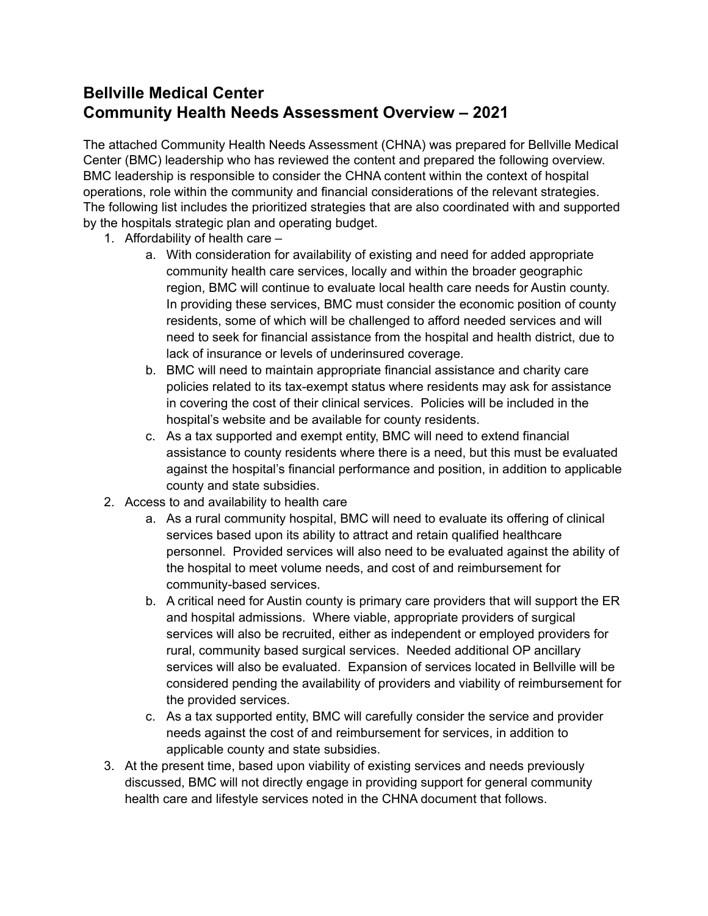## Bellville Medical Center
## Community Health Needs Assessment Overview – 2021

The attached Community Health Needs Assessment (CHNA) was prepared for Bellville Medical Center (BMC) leadership who has reviewed the content and prepared the following overview. BMC leadership is responsible to consider the CHNA content within the context of hospital operations, role within the community and financial considerations of the relevant strategies. The following list includes the prioritized strategies that are also coordinated with and supported by the hospitals strategic plan and operating budget.

1. Affordability of health care –
   a. With consideration for availability of existing and need for added appropriate community health care services, locally and within the broader geographic region, BMC will continue to evaluate local health care needs for Austin county. In providing these services, BMC must consider the economic position of county residents, some of which will be challenged to afford needed services and will need to seek for financial assistance from the hospital and health district, due to lack of insurance or levels of underinsured coverage.
   b. BMC will need to maintain appropriate financial assistance and charity care policies related to its tax-exempt status where residents may ask for assistance in covering the cost of their clinical services. Policies will be included in the hospital's website and be available for county residents.
   c. As a tax supported and exempt entity, BMC will need to extend financial assistance to county residents where there is a need, but this must be evaluated against the hospital's financial performance and position, in addition to applicable county and state subsidies.
2. Access to and availability to health care
   a. As a rural community hospital, BMC will need to evaluate its offering of clinical services based upon its ability to attract and retain qualified healthcare personnel. Provided services will also need to be evaluated against the ability of the hospital to meet volume needs, and cost of and reimbursement for community-based services.
   b. A critical need for Austin county is primary care providers that will support the ER and hospital admissions. Where viable, appropriate providers of surgical services will also be recruited, either as independent or employed providers for rural, community based surgical services. Needed additional OP ancillary services will also be evaluated. Expansion of services located in Bellville will be considered pending the availability of providers and viability of reimbursement for the provided services.
   c. As a tax supported entity, BMC will carefully consider the service and provider needs against the cost of and reimbursement for services, in addition to applicable county and state subsidies.
3. At the present time, based upon viability of existing services and needs previously discussed, BMC will not directly engage in providing support for general community health care and lifestyle services noted in the CHNA document that follows.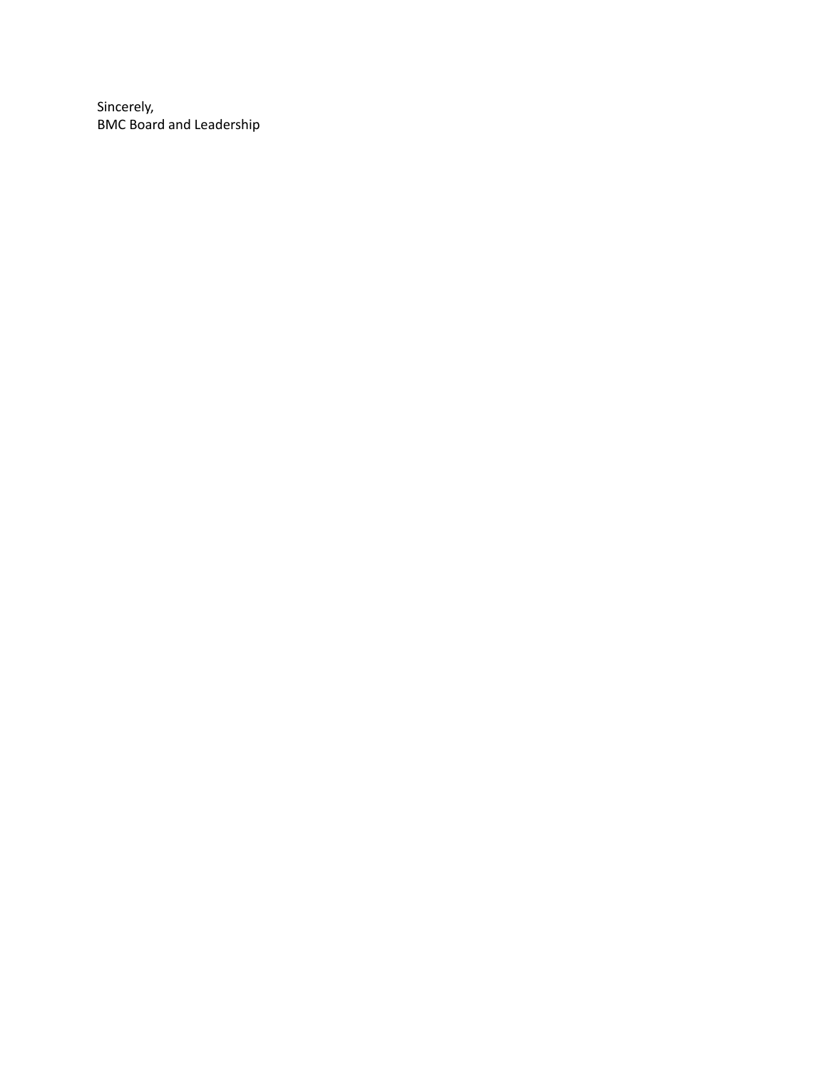Sincerely,  
BMC Board and Leadership